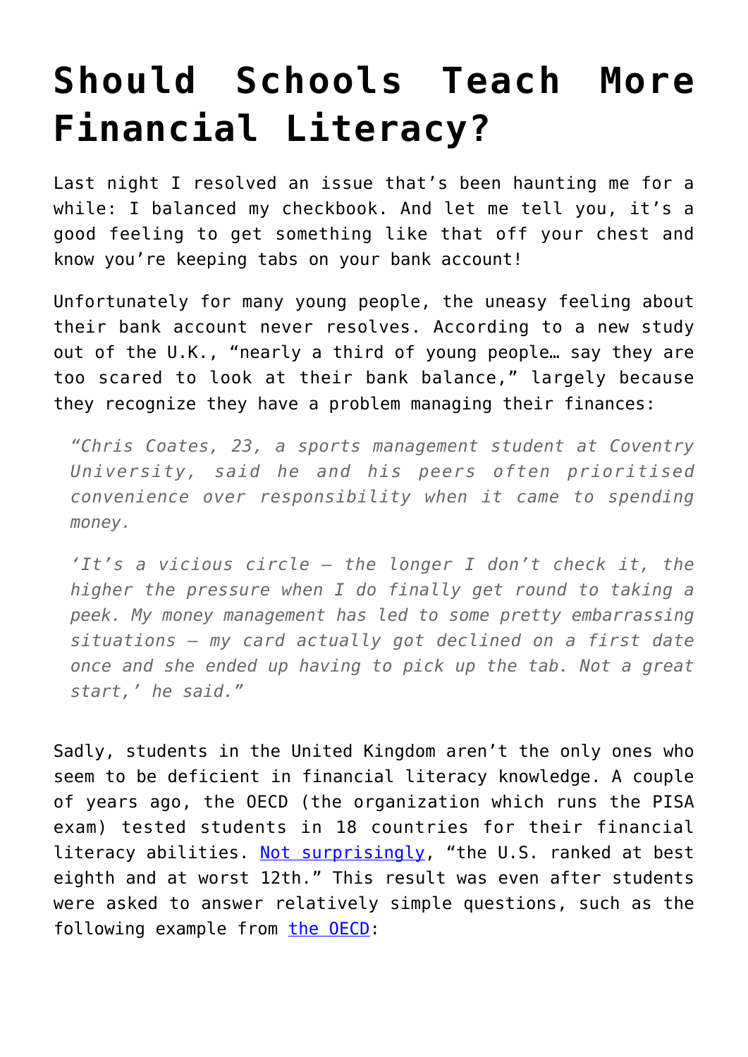# Should Schools Teach More Financial Literacy?

Last night I resolved an issue that's been haunting me for a while: I balanced my checkbook. And let me tell you, it's a good feeling to get something like that off your chest and know you're keeping tabs on your bank account!

Unfortunately for many young people, the uneasy feeling about their bank account never resolves. According to a new study out of the U.K., "nearly a third of young people… say they are too scared to look at their bank balance," largely because they recognize they have a problem managing their finances:

> *"Chris Coates, 23, a sports management student at Coventry University, said he and his peers often prioritised convenience over responsibility when it came to spending money.*
>
> *'It's a vicious circle – the longer I don't check it, the higher the pressure when I do finally get round to taking a peek. My money management has led to some pretty embarrassing situations – my card actually got declined on a first date once and she ended up having to pick up the tab. Not a great start,' he said."*

Sadly, students in the United Kingdom aren't the only ones who seem to be deficient in financial literacy knowledge. A couple of years ago, the OECD (the organization which runs the PISA exam) tested students in 18 countries for their financial literacy abilities. [Not surprisingly](), "the U.S. ranked at best eighth and at worst 12th." This result was even after students were asked to answer relatively simple questions, such as the following example from [the OECD]():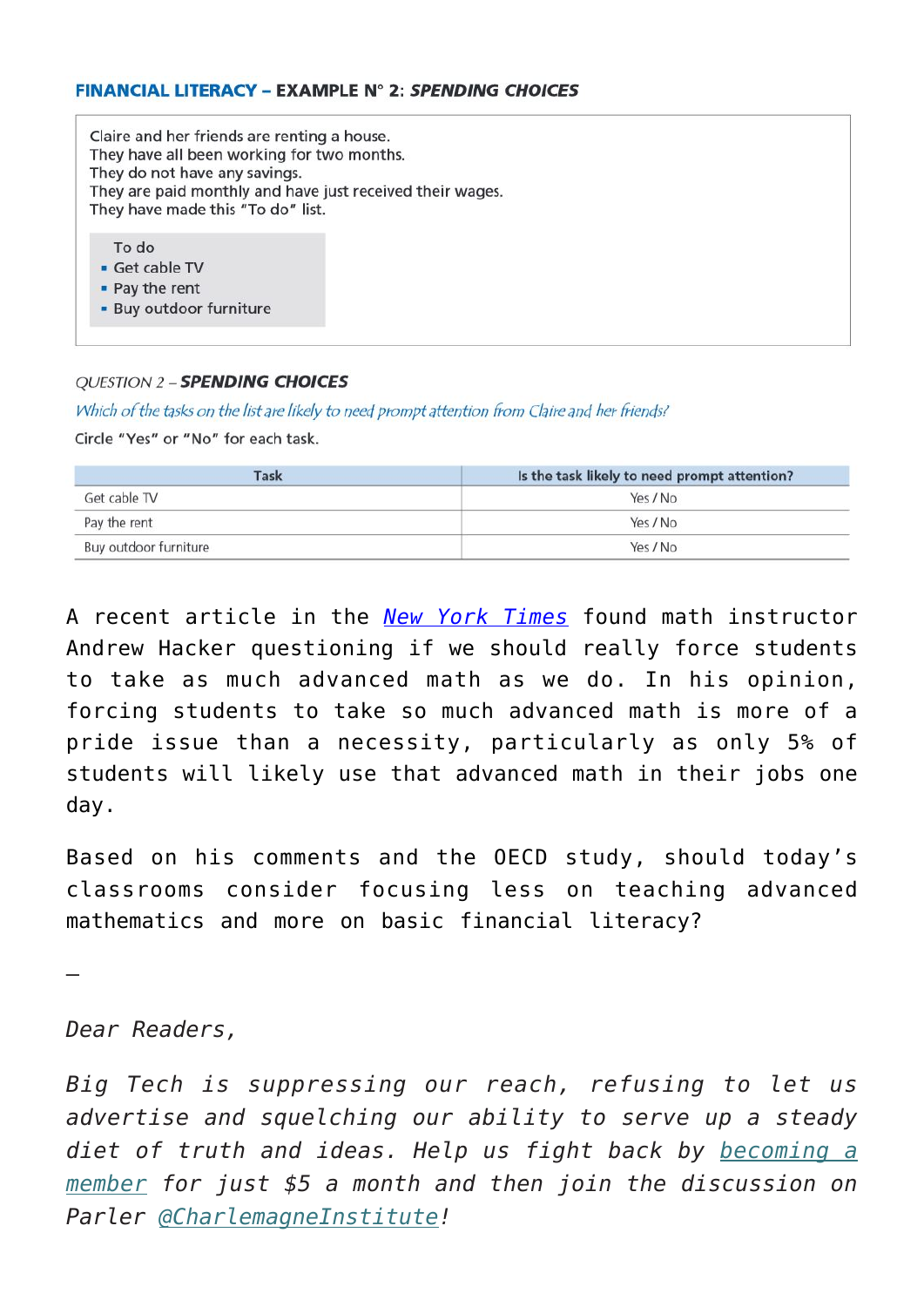**FINANCIAL LITERACY – EXAMPLE N° 2: *SPENDING CHOICES***

Claire and her friends are renting a house.
They have all been working for two months.
They do not have any savings.
They are paid monthly and have just received their wages.
They have made this "To do" list.

To do
- Get cable TV
- Pay the rent
- Buy outdoor furniture

QUESTION 2 – ***SPENDING CHOICES***

*Which of the tasks on the list are likely to need prompt attention from Claire and her friends?*

Circle "Yes" or "No" for each task.

| Task | Is the task likely to need prompt attention? |
| --- | --- |
| Get cable TV | Yes / No |
| Pay the rent | Yes / No |
| Buy outdoor furniture | Yes / No |

A recent article in the *New York Times* found math instructor Andrew Hacker questioning if we should really force students to take as much advanced math as we do. In his opinion, forcing students to take so much advanced math is more of a pride issue than a necessity, particularly as only 5% of students will likely use that advanced math in their jobs one day.

Based on his comments and the OECD study, should today's classrooms consider focusing less on teaching advanced mathematics and more on basic financial literacy?

—

*Dear Readers,*

*Big Tech is suppressing our reach, refusing to let us advertise and squelching our ability to serve up a steady diet of truth and ideas. Help us fight back by becoming a member for just $5 a month and then join the discussion on Parler @CharlemagneInstitute!*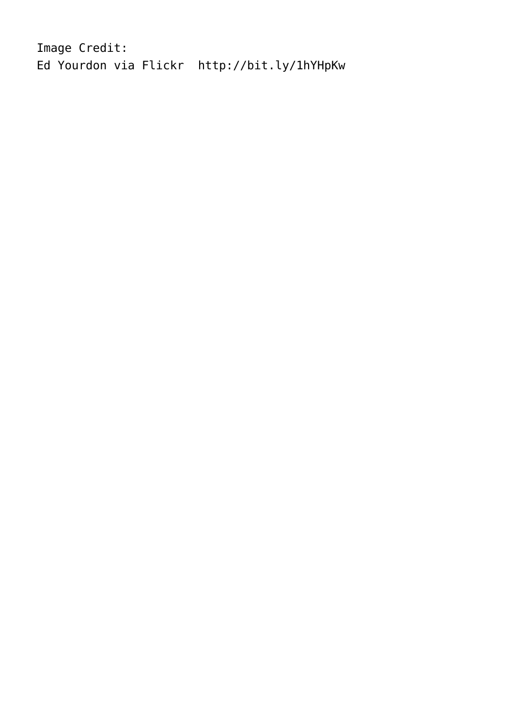Image Credit:
Ed Yourdon via Flickr  http://bit.ly/1hYHpKw